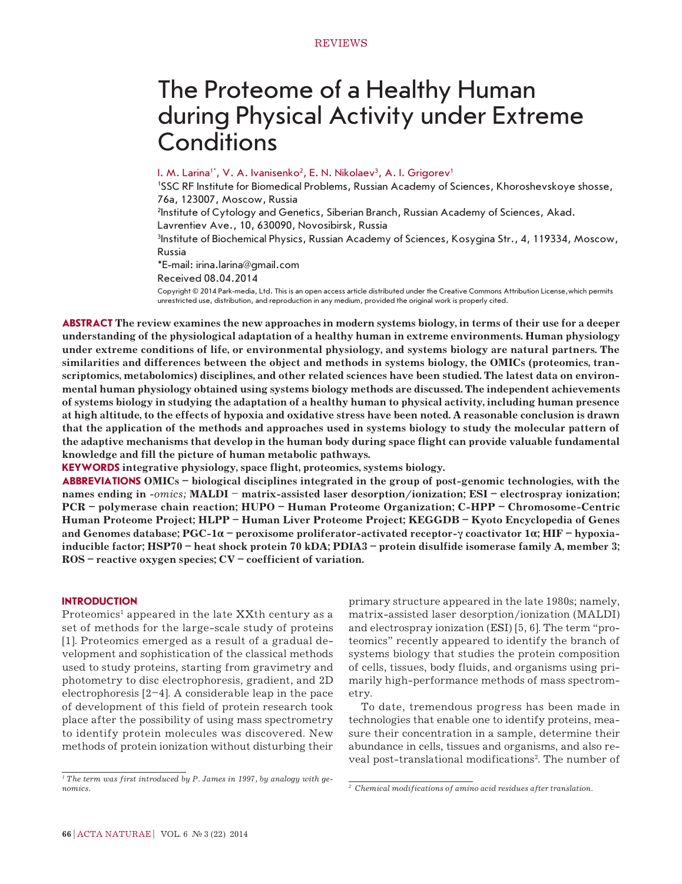REVIEWS

# The Proteome of a Healthy Human during Physical Activity under Extreme Conditions

I. M. Larina[1*], V. A. Ivanisenko[2], E. N. Nikolaev[3], A. I. Grigorev[1]

[1]SSC RF Institute for Biomedical Problems, Russian Academy of Sciences, Khoroshevskoye shosse, 76a, 123007, Moscow, Russia

[2]Institute of Cytology and Genetics, Siberian Branch, Russian Academy of Sciences, Akad. Lavrentiev Ave., 10, 630090, Novosibirsk, Russia

[3]Institute of Biochemical Physics, Russian Academy of Sciences, Kosygina Str., 4, 119334, Moscow, Russia

*E-mail: irina.larina@gmail.com

Received 08.04.2014

Copyright © 2014 Park-media, Ltd. This is an open access article distributed under the Creative Commons Attribution License,which permits unrestricted use, distribution, and reproduction in any medium, provided the original work is properly cited.

**ABSTRACT The review examines the new approaches in modern systems biology, in terms of their use for a deeper understanding of the physiological adaptation of a healthy human in extreme environments. Human physiology under extreme conditions of life, or environmental physiology, and systems biology are natural partners. The similarities and differences between the object and methods in systems biology, the OMICs (proteomics, transcriptomics, metabolomics) disciplines, and other related sciences have been studied. The latest data on environmental human physiology obtained using systems biology methods are discussed. The independent achievements of systems biology in studying the adaptation of a healthy human to physical activity, including human presence at high altitude, to the effects of hypoxia and oxidative stress have been noted. A reasonable conclusion is drawn that the application of the methods and approaches used in systems biology to study the molecular pattern of the adaptive mechanisms that develop in the human body during space flight can provide valuable fundamental knowledge and fill the picture of human metabolic pathways.**

**KEYWORDS integrative physiology, space flight, proteomics, systems biology.**

**ABBREVIATIONS OMICs – biological disciplines integrated in the group of post-genomic technologies, with the names ending in *-omics;* MALDI – matrix-assisted laser desorption/ionization; ESI – electrospray ionization; PCR – polymerase chain reaction; HUPO – Human Proteome Organization; C-HPP – Chromosome-Centric Human Proteome Project; HLPP – Human Liver Proteome Project; KEGGDB – Kyoto Encyclopedia of Genes and Genomes database; PGC-1α – peroxisome proliferator-activated receptor-γ coactivator 1α; HIF – hypoxia-inducible factor; HSP70 – heat shock protein 70 kDA; PDIA3 – protein disulfide isomerase family A, member 3; ROS – reactive oxygen species; CV – coefficient of variation.**

## INTRODUCTION

Proteomics[1] appeared in the late XXth century as a set of methods for the large-scale study of proteins [1]. Proteomics emerged as a result of a gradual development and sophistication of the classical methods used to study proteins, starting from gravimetry and photometry to disc electrophoresis, gradient, and 2D electrophoresis [2–4]. A considerable leap in the pace of development of this field of protein research took place after the possibility of using mass spectrometry to identify protein molecules was discovered. New methods of protein ionization without disturbing their primary structure appeared in the late 1980s; namely, matrix-assisted laser desorption/ionization (MALDI) and electrospray ionization (ESI) [5, 6]. The term "proteomics" recently appeared to identify the branch of systems biology that studies the protein composition of cells, tissues, body fluids, and organisms using primarily high-performance methods of mass spectrometry.

To date, tremendous progress has been made in technologies that enable one to identify proteins, measure their concentration in a sample, determine their abundance in cells, tissues and organisms, and also reveal post-translational modifications[2]. The number of

[1] *The term was first introduced by P. James in 1997, by analogy with genomics.*

[2] *Chemical modifications of amino acid residues after translation.*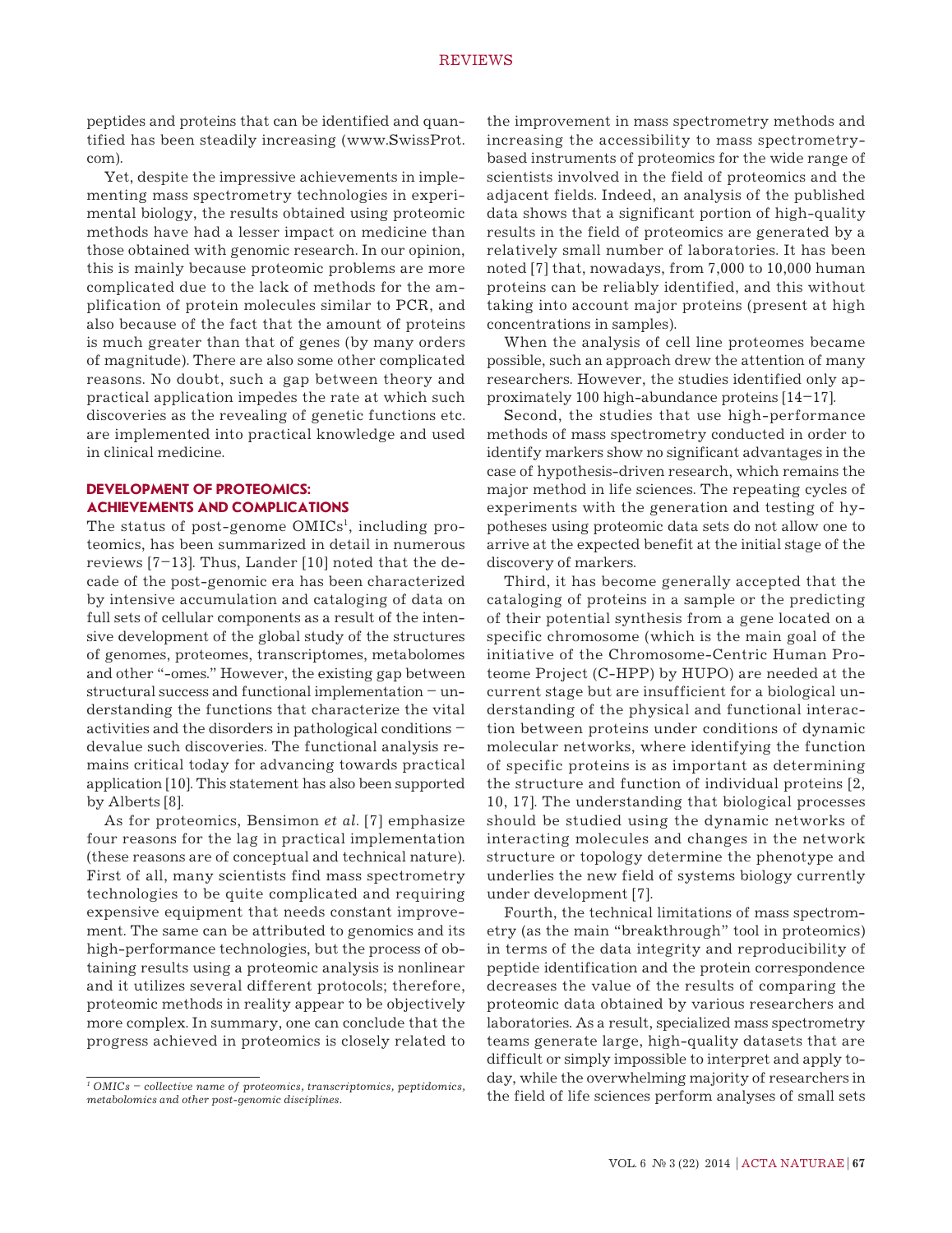peptides and proteins that can be identified and quantified has been steadily increasing (www.SwissProt.com).

Yet, despite the impressive achievements in implementing mass spectrometry technologies in experimental biology, the results obtained using proteomic methods have had a lesser impact on medicine than those obtained with genomic research. In our opinion, this is mainly because proteomic problems are more complicated due to the lack of methods for the amplification of protein molecules similar to PCR, and also because of the fact that the amount of proteins is much greater than that of genes (by many orders of magnitude). There are also some other complicated reasons. No doubt, such a gap between theory and practical application impedes the rate at which such discoveries as the revealing of genetic functions etc. are implemented into practical knowledge and used in clinical medicine.

## DEVELOPMENT OF PROTEOMICS: ACHIEVEMENTS AND COMPLICATIONS

The status of post-genome OMICs[1], including proteomics, has been summarized in detail in numerous reviews [7–13]. Thus, Lander [10] noted that the decade of the post-genomic era has been characterized by intensive accumulation and cataloging of data on full sets of cellular components as a result of the intensive development of the global study of the structures of genomes, proteomes, transcriptomes, metabolomes and other "-omes." However, the existing gap between structural success and functional implementation – understanding the functions that characterize the vital activities and the disorders in pathological conditions – devalue such discoveries. The functional analysis remains critical today for advancing towards practical application [10]. This statement has also been supported by Alberts [8].

As for proteomics, Bensimon *et al.* [7] emphasize four reasons for the lag in practical implementation (these reasons are of conceptual and technical nature). First of all, many scientists find mass spectrometry technologies to be quite complicated and requiring expensive equipment that needs constant improvement. The same can be attributed to genomics and its high-performance technologies, but the process of obtaining results using a proteomic analysis is nonlinear and it utilizes several different protocols; therefore, proteomic methods in reality appear to be objectively more complex. In summary, one can conclude that the progress achieved in proteomics is closely related to the improvement in mass spectrometry methods and increasing the accessibility to mass spectrometry-based instruments of proteomics for the wide range of scientists involved in the field of proteomics and the adjacent fields. Indeed, an analysis of the published data shows that a significant portion of high-quality results in the field of proteomics are generated by a relatively small number of laboratories. It has been noted [7] that, nowadays, from 7,000 to 10,000 human proteins can be reliably identified, and this without taking into account major proteins (present at high concentrations in samples).

When the analysis of cell line proteomes became possible, such an approach drew the attention of many researchers. However, the studies identified only approximately 100 high-abundance proteins [14–17].

Second, the studies that use high-performance methods of mass spectrometry conducted in order to identify markers show no significant advantages in the case of hypothesis-driven research, which remains the major method in life sciences. The repeating cycles of experiments with the generation and testing of hypotheses using proteomic data sets do not allow one to arrive at the expected benefit at the initial stage of the discovery of markers.

Third, it has become generally accepted that the cataloging of proteins in a sample or the predicting of their potential synthesis from a gene located on a specific chromosome (which is the main goal of the initiative of the Chromosome-Centric Human Proteome Project (C-HPP) by HUPO) are needed at the current stage but are insufficient for a biological understanding of the physical and functional interaction between proteins under conditions of dynamic molecular networks, where identifying the function of specific proteins is as important as determining the structure and function of individual proteins [2, 10, 17]. The understanding that biological processes should be studied using the dynamic networks of interacting molecules and changes in the network structure or topology determine the phenotype and underlies the new field of systems biology currently under development [7].

Fourth, the technical limitations of mass spectrometry (as the main "breakthrough" tool in proteomics) in terms of the data integrity and reproducibility of peptide identification and the protein correspondence decreases the value of the results of comparing the proteomic data obtained by various researchers and laboratories. As a result, specialized mass spectrometry teams generate large, high-quality datasets that are difficult or simply impossible to interpret and apply today, while the overwhelming majority of researchers in the field of life sciences perform analyses of small sets

---

[1] *OMICs – collective name of proteomics, transcriptomics, peptidomics, metabolomics and other post-genomic disciplines.*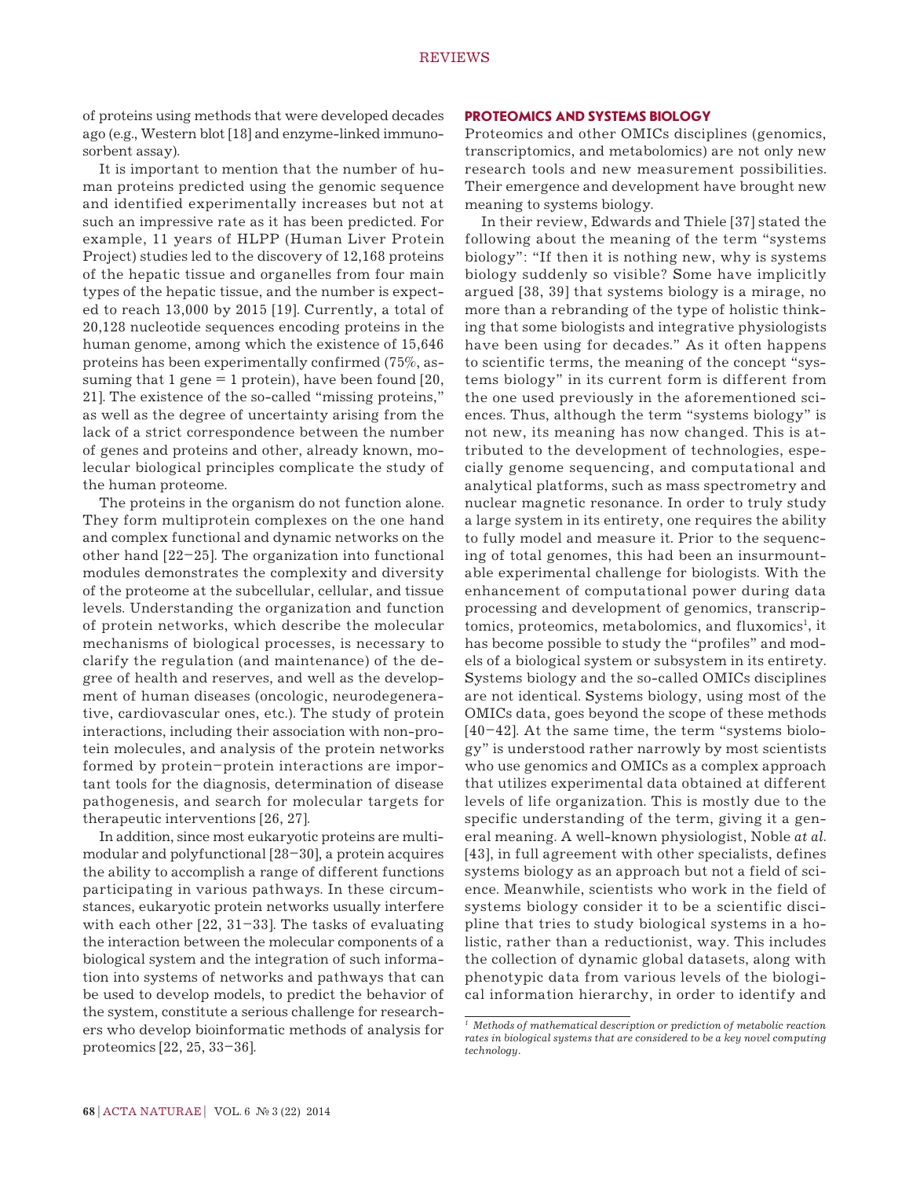of proteins using methods that were developed decades ago (e.g., Western blot [18] and enzyme-linked immunosorbent assay).

It is important to mention that the number of human proteins predicted using the genomic sequence and identified experimentally increases but not at such an impressive rate as it has been predicted. For example, 11 years of HLPP (Human Liver Protein Project) studies led to the discovery of 12,168 proteins of the hepatic tissue and organelles from four main types of the hepatic tissue, and the number is expected to reach 13,000 by 2015 [19]. Currently, a total of 20,128 nucleotide sequences encoding proteins in the human genome, among which the existence of 15,646 proteins has been experimentally confirmed (75%, assuming that 1 gene = 1 protein), have been found [20, 21]. The existence of the so-called "missing proteins," as well as the degree of uncertainty arising from the lack of a strict correspondence between the number of genes and proteins and other, already known, molecular biological principles complicate the study of the human proteome.

The proteins in the organism do not function alone. They form multiprotein complexes on the one hand and complex functional and dynamic networks on the other hand [22–25]. The organization into functional modules demonstrates the complexity and diversity of the proteome at the subcellular, cellular, and tissue levels. Understanding the organization and function of protein networks, which describe the molecular mechanisms of biological processes, is necessary to clarify the regulation (and maintenance) of the degree of health and reserves, and well as the development of human diseases (oncologic, neurodegenerative, cardiovascular ones, etc.). The study of protein interactions, including their association with non-protein molecules, and analysis of the protein networks formed by protein–protein interactions are important tools for the diagnosis, determination of disease pathogenesis, and search for molecular targets for therapeutic interventions [26, 27].

In addition, since most eukaryotic proteins are multimodular and polyfunctional [28–30], a protein acquires the ability to accomplish a range of different functions participating in various pathways. In these circumstances, eukaryotic protein networks usually interfere with each other [22, 31–33]. The tasks of evaluating the interaction between the molecular components of a biological system and the integration of such information into systems of networks and pathways that can be used to develop models, to predict the behavior of the system, constitute a serious challenge for researchers who develop bioinformatic methods of analysis for proteomics [22, 25, 33–36].

## PROTEOMICS AND SYSTEMS BIOLOGY

Proteomics and other OMICs disciplines (genomics, transcriptomics, and metabolomics) are not only new research tools and new measurement possibilities. Their emergence and development have brought new meaning to systems biology.

In their review, Edwards and Thiele [37] stated the following about the meaning of the term "systems biology": "If then it is nothing new, why is systems biology suddenly so visible? Some have implicitly argued [38, 39] that systems biology is a mirage, no more than a rebranding of the type of holistic thinking that some biologists and integrative physiologists have been using for decades." As it often happens to scientific terms, the meaning of the concept "systems biology" in its current form is different from the one used previously in the aforementioned sciences. Thus, although the term "systems biology" is not new, its meaning has now changed. This is attributed to the development of technologies, especially genome sequencing, and computational and analytical platforms, such as mass spectrometry and nuclear magnetic resonance. In order to truly study a large system in its entirety, one requires the ability to fully model and measure it. Prior to the sequencing of total genomes, this had been an insurmountable experimental challenge for biologists. With the enhancement of computational power during data processing and development of genomics, transcriptomics, proteomics, metabolomics, and fluxomics[1], it has become possible to study the "profiles" and models of a biological system or subsystem in its entirety. Systems biology and the so-called OMICs disciplines are not identical. Systems biology, using most of the OMICs data, goes beyond the scope of these methods [40–42]. At the same time, the term "systems biology" is understood rather narrowly by most scientists who use genomics and OMICs as a complex approach that utilizes experimental data obtained at different levels of life organization. This is mostly due to the specific understanding of the term, giving it a general meaning. A well-known physiologist, Noble *at al.* [43], in full agreement with other specialists, defines systems biology as an approach but not a field of science. Meanwhile, scientists who work in the field of systems biology consider it to be a scientific discipline that tries to study biological systems in a holistic, rather than a reductionist, way. This includes the collection of dynamic global datasets, along with phenotypic data from various levels of the biological information hierarchy, in order to identify and

[1] *Methods of mathematical description or prediction of metabolic reaction rates in biological systems that are considered to be a key novel computing technology.*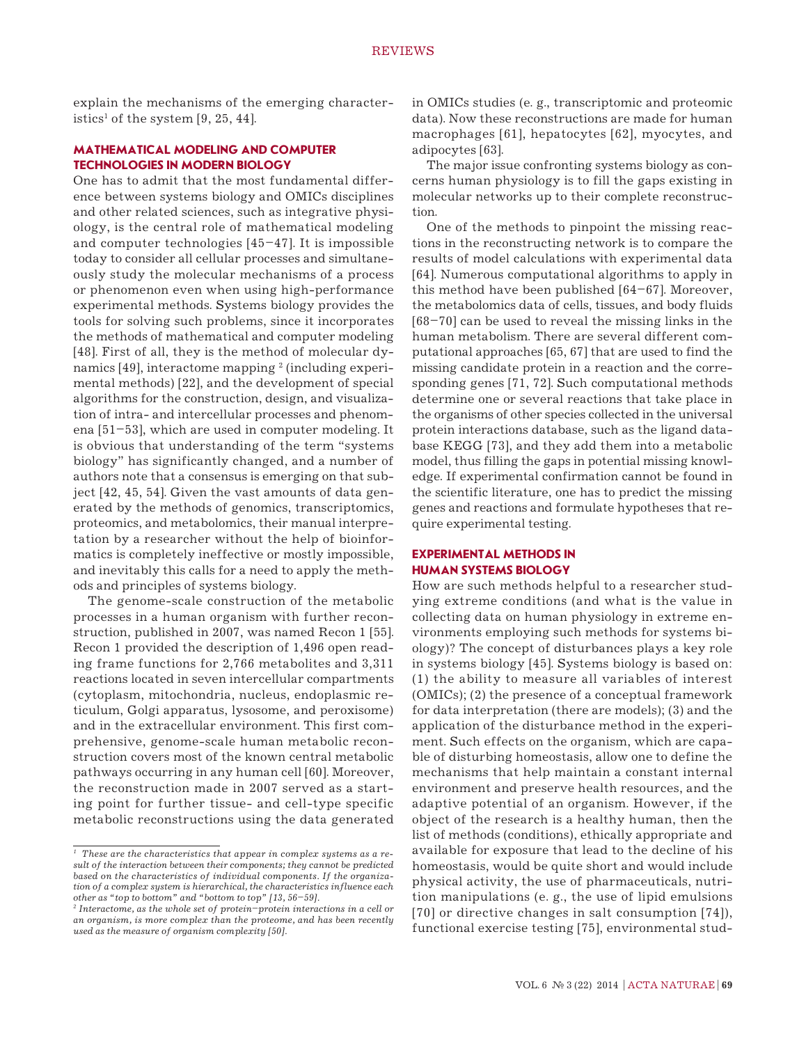explain the mechanisms of the emerging characteristics[1] of the system [9, 25, 44].

## MATHEMATICAL MODELING AND COMPUTER TECHNOLOGIES IN MODERN BIOLOGY

One has to admit that the most fundamental difference between systems biology and OMICs disciplines and other related sciences, such as integrative physiology, is the central role of mathematical modeling and computer technologies [45–47]. It is impossible today to consider all cellular processes and simultaneously study the molecular mechanisms of a process or phenomenon even when using high-performance experimental methods. Systems biology provides the tools for solving such problems, since it incorporates the methods of mathematical and computer modeling [48]. First of all, they is the method of molecular dynamics [49], interactome mapping [2] (including experimental methods) [22], and the development of special algorithms for the construction, design, and visualization of intra- and intercellular processes and phenomena [51–53], which are used in computer modeling. It is obvious that understanding of the term "systems biology" has significantly changed, and a number of authors note that a consensus is emerging on that subject [42, 45, 54]. Given the vast amounts of data generated by the methods of genomics, transcriptomics, proteomics, and metabolomics, their manual interpretation by a researcher without the help of bioinformatics is completely ineffective or mostly impossible, and inevitably this calls for a need to apply the methods and principles of systems biology.

The genome-scale construction of the metabolic processes in a human organism with further reconstruction, published in 2007, was named Recon 1 [55]. Recon 1 provided the description of 1,496 open reading frame functions for 2,766 metabolites and 3,311 reactions located in seven intercellular compartments (cytoplasm, mitochondria, nucleus, endoplasmic reticulum, Golgi apparatus, lysosome, and peroxisome) and in the extracellular environment. This first comprehensive, genome-scale human metabolic reconstruction covers most of the known central metabolic pathways occurring in any human cell [60]. Moreover, the reconstruction made in 2007 served as a starting point for further tissue- and cell-type specific metabolic reconstructions using the data generated in OMICs studies (e. g., transcriptomic and proteomic data). Now these reconstructions are made for human macrophages [61], hepatocytes [62], myocytes, and adipocytes [63].

The major issue confronting systems biology as concerns human physiology is to fill the gaps existing in molecular networks up to their complete reconstruction.

One of the methods to pinpoint the missing reactions in the reconstructing network is to compare the results of model calculations with experimental data [64]. Numerous computational algorithms to apply in this method have been published [64–67]. Moreover, the metabolomics data of cells, tissues, and body fluids [68–70] can be used to reveal the missing links in the human metabolism. There are several different computational approaches [65, 67] that are used to find the missing candidate protein in a reaction and the corresponding genes [71, 72]. Such computational methods determine one or several reactions that take place in the organisms of other species collected in the universal protein interactions database, such as the ligand database KEGG [73], and they add them into a metabolic model, thus filling the gaps in potential missing knowledge. If experimental confirmation cannot be found in the scientific literature, one has to predict the missing genes and reactions and formulate hypotheses that require experimental testing.

## EXPERIMENTAL METHODS IN HUMAN SYSTEMS BIOLOGY

How are such methods helpful to a researcher studying extreme conditions (and what is the value in collecting data on human physiology in extreme environments employing such methods for systems biology)? The concept of disturbances plays a key role in systems biology [45]. Systems biology is based on: (1) the ability to measure all variables of interest (OMICs); (2) the presence of a conceptual framework for data interpretation (there are models); (3) and the application of the disturbance method in the experiment. Such effects on the organism, which are capable of disturbing homeostasis, allow one to define the mechanisms that help maintain a constant internal environment and preserve health resources, and the adaptive potential of an organism. However, if the object of the research is a healthy human, then the list of methods (conditions), ethically appropriate and available for exposure that lead to the decline of his homeostasis, would be quite short and would include physical activity, the use of pharmaceuticals, nutrition manipulations (e. g., the use of lipid emulsions [70] or directive changes in salt consumption [74]), functional exercise testing [75], environmental stud-

---

*[1] These are the characteristics that appear in complex systems as a result of the interaction between their components; they cannot be predicted based on the characteristics of individual components. If the organization of a complex system is hierarchical, the characteristics influence each other as "top to bottom" and "bottom to top" [13, 56–59].*

*[2] Interactome, as the whole set of protein–protein interactions in a cell or an organism, is more complex than the proteome, and has been recently used as the measure of organism complexity [50].*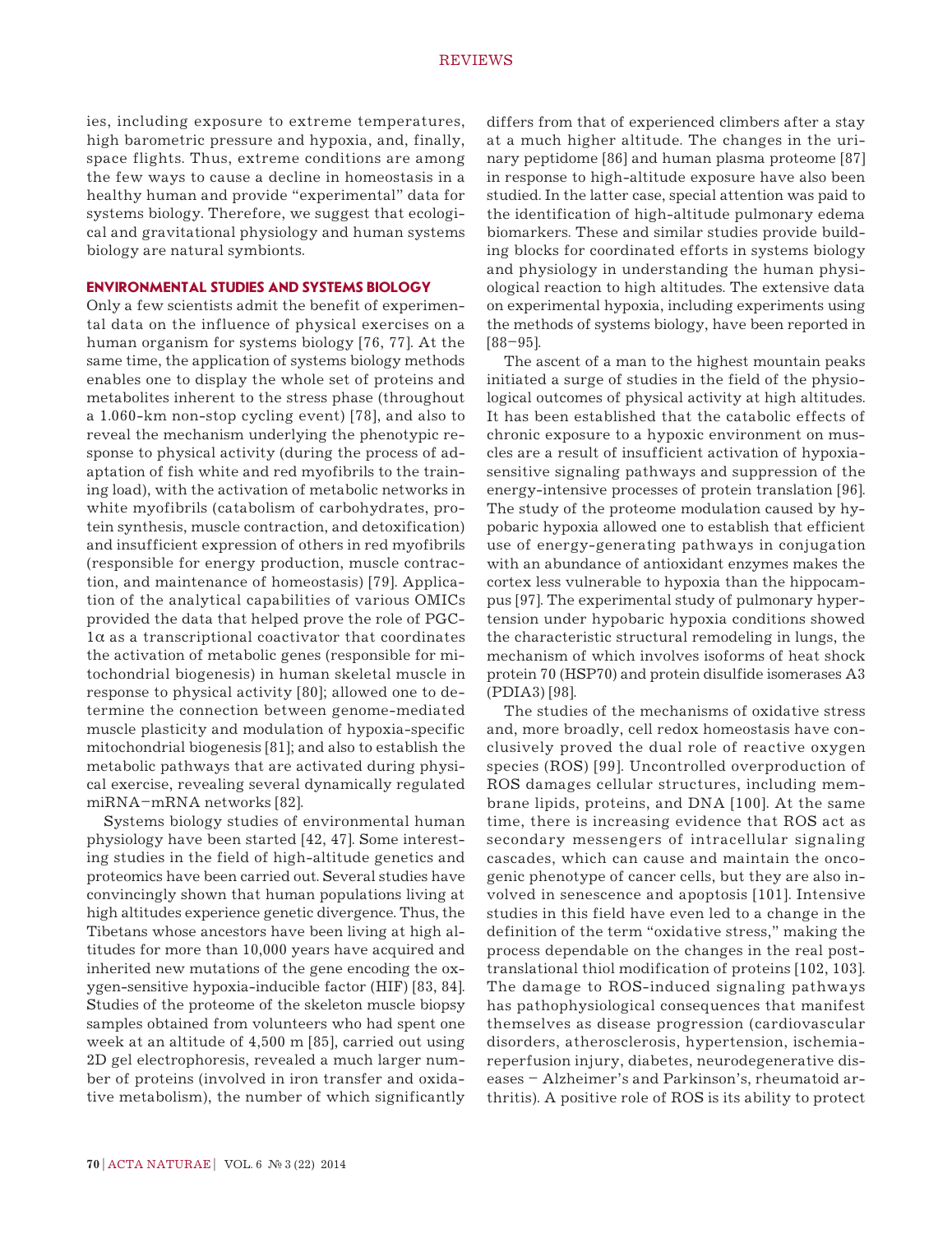ies, including exposure to extreme temperatures, high barometric pressure and hypoxia, and, finally, space flights. Thus, extreme conditions are among the few ways to cause a decline in homeostasis in a healthy human and provide "experimental" data for systems biology. Therefore, we suggest that ecological and gravitational physiology and human systems biology are natural symbionts.

## ENVIRONMENTAL STUDIES AND SYSTEMS BIOLOGY

Only a few scientists admit the benefit of experimental data on the influence of physical exercises on a human organism for systems biology [76, 77]. At the same time, the application of systems biology methods enables one to display the whole set of proteins and metabolites inherent to the stress phase (throughout a 1.060-km non-stop cycling event) [78], and also to reveal the mechanism underlying the phenotypic response to physical activity (during the process of adaptation of fish white and red myofibrils to the training load), with the activation of metabolic networks in white myofibrils (catabolism of carbohydrates, protein synthesis, muscle contraction, and detoxification) and insufficient expression of others in red myofibrils (responsible for energy production, muscle contraction, and maintenance of homeostasis) [79]. Application of the analytical capabilities of various OMICs provided the data that helped prove the role of PGC-1α as a transcriptional coactivator that coordinates the activation of metabolic genes (responsible for mitochondrial biogenesis) in human skeletal muscle in response to physical activity [80]; allowed one to determine the connection between genome-mediated muscle plasticity and modulation of hypoxia-specific mitochondrial biogenesis [81]; and also to establish the metabolic pathways that are activated during physical exercise, revealing several dynamically regulated miRNA–mRNA networks [82].

Systems biology studies of environmental human physiology have been started [42, 47]. Some interesting studies in the field of high-altitude genetics and proteomics have been carried out. Several studies have convincingly shown that human populations living at high altitudes experience genetic divergence. Thus, the Tibetans whose ancestors have been living at high altitudes for more than 10,000 years have acquired and inherited new mutations of the gene encoding the oxygen-sensitive hypoxia-inducible factor (HIF) [83, 84]. Studies of the proteome of the skeleton muscle biopsy samples obtained from volunteers who had spent one week at an altitude of 4,500 m [85], carried out using 2D gel electrophoresis, revealed a much larger number of proteins (involved in iron transfer and oxidative metabolism), the number of which significantly differs from that of experienced climbers after a stay at a much higher altitude. The changes in the urinary peptidome [86] and human plasma proteome [87] in response to high-altitude exposure have also been studied. In the latter case, special attention was paid to the identification of high-altitude pulmonary edema biomarkers. These and similar studies provide building blocks for coordinated efforts in systems biology and physiology in understanding the human physiological reaction to high altitudes. The extensive data on experimental hypoxia, including experiments using the methods of systems biology, have been reported in [88–95].

The ascent of a man to the highest mountain peaks initiated a surge of studies in the field of the physiological outcomes of physical activity at high altitudes. It has been established that the catabolic effects of chronic exposure to a hypoxic environment on muscles are a result of insufficient activation of hypoxia-sensitive signaling pathways and suppression of the energy-intensive processes of protein translation [96]. The study of the proteome modulation caused by hypobaric hypoxia allowed one to establish that efficient use of energy-generating pathways in conjugation with an abundance of antioxidant enzymes makes the cortex less vulnerable to hypoxia than the hippocampus [97]. The experimental study of pulmonary hypertension under hypobaric hypoxia conditions showed the characteristic structural remodeling in lungs, the mechanism of which involves isoforms of heat shock protein 70 (HSP70) and protein disulfide isomerases A3 (PDIA3) [98].

The studies of the mechanisms of oxidative stress and, more broadly, cell redox homeostasis have conclusively proved the dual role of reactive oxygen species (ROS) [99]. Uncontrolled overproduction of ROS damages cellular structures, including membrane lipids, proteins, and DNA [100]. At the same time, there is increasing evidence that ROS act as secondary messengers of intracellular signaling cascades, which can cause and maintain the oncogenic phenotype of cancer cells, but they are also involved in senescence and apoptosis [101]. Intensive studies in this field have even led to a change in the definition of the term "oxidative stress," making the process dependable on the changes in the real post-translational thiol modification of proteins [102, 103]. The damage to ROS-induced signaling pathways has pathophysiological consequences that manifest themselves as disease progression (cardiovascular disorders, atherosclerosis, hypertension, ischemia-reperfusion injury, diabetes, neurodegenerative diseases – Alzheimer's and Parkinson's, rheumatoid arthritis). A positive role of ROS is its ability to protect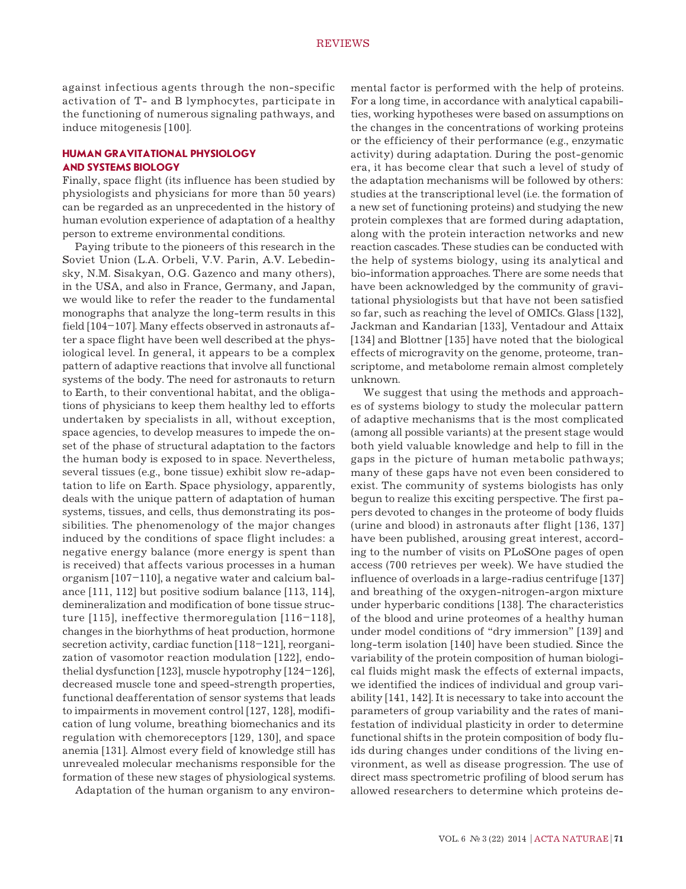against infectious agents through the non-specific activation of T- and B lymphocytes, participate in the functioning of numerous signaling pathways, and induce mitogenesis [100].

## HUMAN GRAVITATIONAL PHYSIOLOGY AND SYSTEMS BIOLOGY

Finally, space flight (its influence has been studied by physiologists and physicians for more than 50 years) can be regarded as an unprecedented in the history of human evolution experience of adaptation of a healthy person to extreme environmental conditions.

Paying tribute to the pioneers of this research in the Soviet Union (L.A. Orbeli, V.V. Parin, A.V. Lebedinsky, N.M. Sisakyan, O.G. Gazenco and many others), in the USA, and also in France, Germany, and Japan, we would like to refer the reader to the fundamental monographs that analyze the long-term results in this field [104–107]. Many effects observed in astronauts after a space flight have been well described at the physiological level. In general, it appears to be a complex pattern of adaptive reactions that involve all functional systems of the body. The need for astronauts to return to Earth, to their conventional habitat, and the obligations of physicians to keep them healthy led to efforts undertaken by specialists in all, without exception, space agencies, to develop measures to impede the onset of the phase of structural adaptation to the factors the human body is exposed to in space. Nevertheless, several tissues (e.g., bone tissue) exhibit slow re-adaptation to life on Earth. Space physiology, apparently, deals with the unique pattern of adaptation of human systems, tissues, and cells, thus demonstrating its possibilities. The phenomenology of the major changes induced by the conditions of space flight includes: a negative energy balance (more energy is spent than is received) that affects various processes in a human organism [107–110], a negative water and calcium balance [111, 112] but positive sodium balance [113, 114], demineralization and modification of bone tissue structure [115], ineffective thermoregulation [116–118], changes in the biorhythms of heat production, hormone secretion activity, cardiac function [118–121], reorganization of vasomotor reaction modulation [122], endothelial dysfunction [123], muscle hypotrophy [124–126], decreased muscle tone and speed-strength properties, functional deafferentation of sensor systems that leads to impairments in movement control [127, 128], modification of lung volume, breathing biomechanics and its regulation with chemoreceptors [129, 130], and space anemia [131]. Almost every field of knowledge still has unrevealed molecular mechanisms responsible for the formation of these new stages of physiological systems.

Adaptation of the human organism to any environmental factor is performed with the help of proteins. For a long time, in accordance with analytical capabilities, working hypotheses were based on assumptions on the changes in the concentrations of working proteins or the efficiency of their performance (e.g., enzymatic activity) during adaptation. During the post-genomic era, it has become clear that such a level of study of the adaptation mechanisms will be followed by others: studies at the transcriptional level (i.e. the formation of a new set of functioning proteins) and studying the new protein complexes that are formed during adaptation, along with the protein interaction networks and new reaction cascades. These studies can be conducted with the help of systems biology, using its analytical and bio-information approaches. There are some needs that have been acknowledged by the community of gravitational physiologists but that have not been satisfied so far, such as reaching the level of OMICs. Glass [132], Jackman and Kandarian [133], Ventadour and Attaix [134] and Blottner [135] have noted that the biological effects of microgravity on the genome, proteome, transcriptome, and metabolome remain almost completely unknown.

We suggest that using the methods and approaches of systems biology to study the molecular pattern of adaptive mechanisms that is the most complicated (among all possible variants) at the present stage would both yield valuable knowledge and help to fill in the gaps in the picture of human metabolic pathways; many of these gaps have not even been considered to exist. The community of systems biologists has only begun to realize this exciting perspective. The first papers devoted to changes in the proteome of body fluids (urine and blood) in astronauts after flight [136, 137] have been published, arousing great interest, according to the number of visits on PLoSOne pages of open access (700 retrieves per week). We have studied the influence of overloads in a large-radius centrifuge [137] and breathing of the oxygen-nitrogen-argon mixture under hyperbaric conditions [138]. The characteristics of the blood and urine proteomes of a healthy human under model conditions of "dry immersion" [139] and long-term isolation [140] have been studied. Since the variability of the protein composition of human biological fluids might mask the effects of external impacts, we identified the indices of individual and group variability [141, 142]. It is necessary to take into account the parameters of group variability and the rates of manifestation of individual plasticity in order to determine functional shifts in the protein composition of body fluids during changes under conditions of the living environment, as well as disease progression. The use of direct mass spectrometric profiling of blood serum has allowed researchers to determine which proteins de-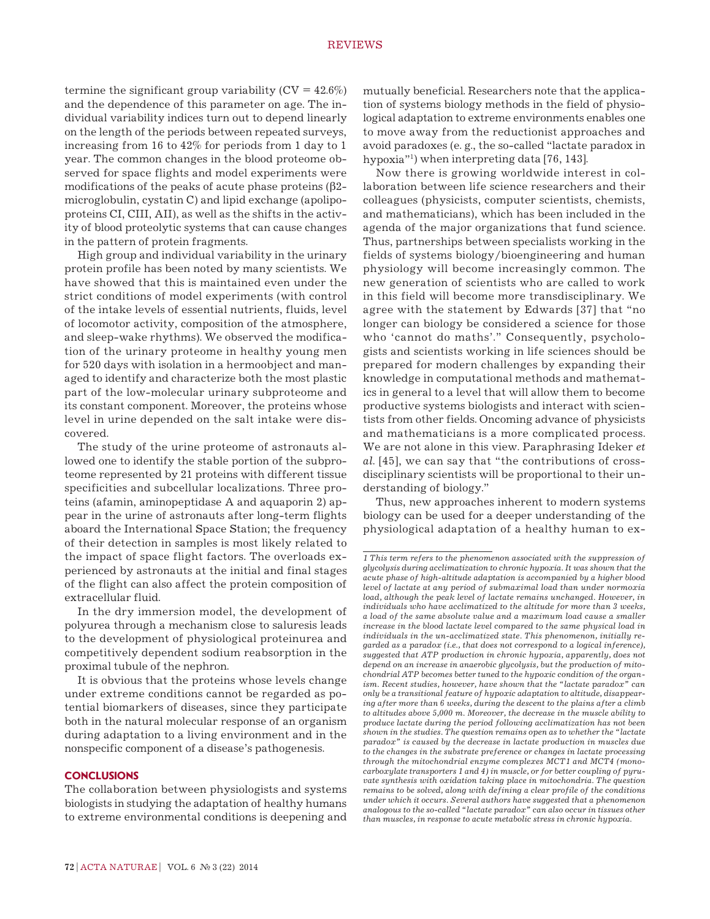termine the significant group variability (CV = 42.6%) and the dependence of this parameter on age. The individual variability indices turn out to depend linearly on the length of the periods between repeated surveys, increasing from 16 to 42% for periods from 1 day to 1 year. The common changes in the blood proteome observed for space flights and model experiments were modifications of the peaks of acute phase proteins (β2-microglobulin, cystatin C) and lipid exchange (apolipoproteins CI, CIII, AII), as well as the shifts in the activity of blood proteolytic systems that can cause changes in the pattern of protein fragments.

High group and individual variability in the urinary protein profile has been noted by many scientists. We have showed that this is maintained even under the strict conditions of model experiments (with control of the intake levels of essential nutrients, fluids, level of locomotor activity, composition of the atmosphere, and sleep-wake rhythms). We observed the modification of the urinary proteome in healthy young men for 520 days with isolation in a hermoobject and managed to identify and characterize both the most plastic part of the low-molecular urinary subproteome and its constant component. Moreover, the proteins whose level in urine depended on the salt intake were discovered.

The study of the urine proteome of astronauts allowed one to identify the stable portion of the subproteome represented by 21 proteins with different tissue specificities and subcellular localizations. Three proteins (afamin, aminopeptidase A and aquaporin 2) appear in the urine of astronauts after long-term flights aboard the International Space Station; the frequency of their detection in samples is most likely related to the impact of space flight factors. The overloads experienced by astronauts at the initial and final stages of the flight can also affect the protein composition of extracellular fluid.

In the dry immersion model, the development of polyurea through a mechanism close to saluresis leads to the development of physiological proteinurea and competitively dependent sodium reabsorption in the proximal tubule of the nephron.

It is obvious that the proteins whose levels change under extreme conditions cannot be regarded as potential biomarkers of diseases, since they participate both in the natural molecular response of an organism during adaptation to a living environment and in the nonspecific component of a disease's pathogenesis.

## CONCLUSIONS

The collaboration between physiologists and systems biologists in studying the adaptation of healthy humans to extreme environmental conditions is deepening and mutually beneficial. Researchers note that the application of systems biology methods in the field of physiological adaptation to extreme environments enables one to move away from the reductionist approaches and avoid paradoxes (e. g., the so-called "lactate paradox in hypoxia"[1]) when interpreting data [76, 143].

Now there is growing worldwide interest in collaboration between life science researchers and their colleagues (physicists, computer scientists, chemists, and mathematicians), which has been included in the agenda of the major organizations that fund science. Thus, partnerships between specialists working in the fields of systems biology/bioengineering and human physiology will become increasingly common. The new generation of scientists who are called to work in this field will become more transdisciplinary. We agree with the statement by Edwards [37] that "no longer can biology be considered a science for those who 'cannot do maths'." Consequently, psychologists and scientists working in life sciences should be prepared for modern challenges by expanding their knowledge in computational methods and mathematics in general to a level that will allow them to become productive systems biologists and interact with scientists from other fields. Oncoming advance of physicists and mathematicians is a more complicated process. We are not alone in this view. Paraphrasing Ideker *et al.* [45], we can say that "the contributions of cross-disciplinary scientists will be proportional to their understanding of biology."

Thus, new approaches inherent to modern systems biology can be used for a deeper understanding of the physiological adaptation of a healthy human to ex-

*1 This term refers to the phenomenon associated with the suppression of glycolysis during acclimatization to chronic hypoxia. It was shown that the acute phase of high-altitude adaptation is accompanied by a higher blood level of lactate at any period of submaximal load than under normoxia load, although the peak level of lactate remains unchanged. However, in individuals who have acclimatized to the altitude for more than 3 weeks, a load of the same absolute value and a maximum load cause a smaller increase in the blood lactate level compared to the same physical load in individuals in the un-acclimatized state. This phenomenon, initially regarded as a paradox (i.e., that does not correspond to a logical inference), suggested that ATP production in chronic hypoxia, apparently, does not depend on an increase in anaerobic glycolysis, but the production of mitochondrial ATP becomes better tuned to the hypoxic condition of the organism. Recent studies, however, have shown that the "lactate paradox" can only be a transitional feature of hypoxic adaptation to altitude, disappearing after more than 6 weeks, during the descent to the plains after a climb to altitudes above 5,000 m. Moreover, the decrease in the muscle ability to produce lactate during the period following acclimatization has not been shown in the studies. The question remains open as to whether the "lactate paradox" is caused by the decrease in lactate production in muscles due to the changes in the substrate preference or changes in lactate processing through the mitochondrial enzyme complexes MCT1 and MCT4 (monocarboxylate transporters 1 and 4) in muscle, or for better coupling of pyruvate synthesis with oxidation taking place in mitochondria. The question remains to be solved, along with defining a clear profile of the conditions under which it occurs. Several authors have suggested that a phenomenon analogous to the so-called "lactate paradox" can also occur in tissues other than muscles, in response to acute metabolic stress in chronic hypoxia.*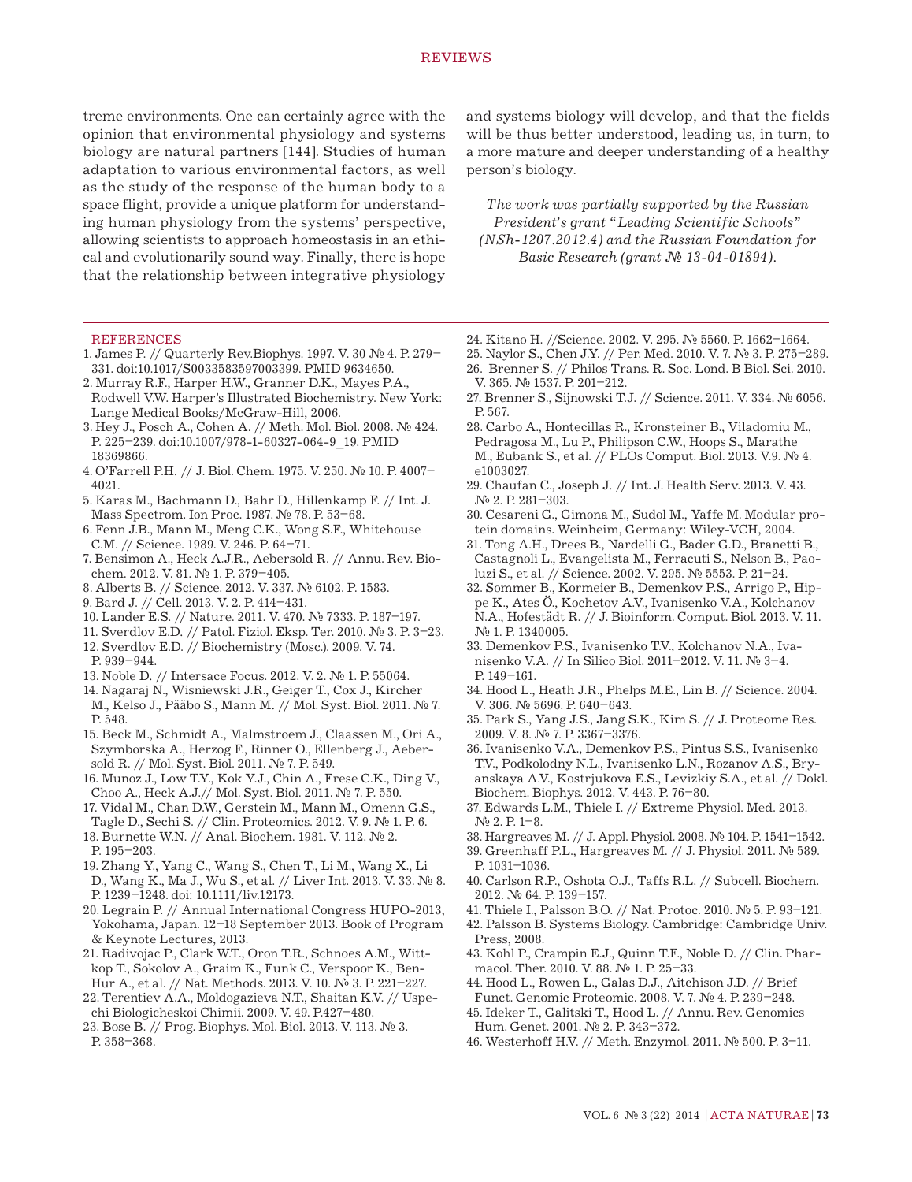treme environments. One can certainly agree with the opinion that environmental physiology and systems biology are natural partners [144]. Studies of human adaptation to various environmental factors, as well as the study of the response of the human body to a space flight, provide a unique platform for understanding human physiology from the systems' perspective, allowing scientists to approach homeostasis in an ethical and evolutionarily sound way. Finally, there is hope that the relationship between integrative physiology and systems biology will develop, and that the fields will be thus better understood, leading us, in turn, to a more mature and deeper understanding of a healthy person's biology.

*The work was partially supported by the Russian President's grant "Leading Scientific Schools" (NSh-1207.2012.4) and the Russian Foundation for Basic Research (grant № 13-04-01894).*

## REFERENCES

1. James P. // Quarterly Rev.Biophys. 1997. V. 30 № 4. P. 279–331. doi:10.1017/S0033583597003399. PMID 9634650.
2. Murray R.F., Harper H.W., Granner D.K., Mayes P.A., Rodwell V.W. Harper's Illustrated Biochemistry. New York: Lange Medical Books/McGraw-Hill, 2006.
3. Hey J., Posch A., Cohen A. // Meth. Mol. Biol. 2008. № 424. P. 225–239. doi:10.1007/978-1-60327-064-9_19. PMID 18369866.
4. O'Farrell P.H. // J. Biol. Chem. 1975. V. 250. № 10. P. 4007–4021.
5. Karas M., Bachmann D., Bahr D., Hillenkamp F. // Int. J. Mass Spectrom. Ion Proc. 1987. № 78. P. 53–68.
6. Fenn J.B., Mann M., Meng C.K., Wong S.F., Whitehouse C.M. // Science. 1989. V. 246. P. 64–71.
7. Bensimon A., Heck A.J.R., Aebersold R. // Annu. Rev. Biochem. 2012. V. 81. № 1. P. 379–405.
8. Alberts B. // Science. 2012. V. 337. № 6102. P. 1583.
9. Bard J. // Cell. 2013. V. 2. P. 414–431.
10. Lander E.S. // Nature. 2011. V. 470. № 7333. P. 187–197.
11. Sverdlov E.D. // Patol. Fiziol. Eksp. Ter. 2010. № 3. P. 3–23.
12. Sverdlov E.D. // Biochemistry (Mosc.). 2009. V. 74. P. 939–944.
13. Noble D. // Intersace Focus. 2012. V. 2. № 1. P. 55064.
14. Nagaraj N., Wisniewski J.R., Geiger T., Cox J., Kircher M., Kelso J., Pääbo S., Mann M. // Mol. Syst. Biol. 2011. № 7. P. 548.
15. Beck M., Schmidt A., Malmstroem J., Claassen M., Ori A., Szymborska A., Herzog F., Rinner O., Ellenberg J., Aebersold R. // Mol. Syst. Biol. 2011. № 7. P. 549.
16. Munoz J., Low T.Y., Kok Y.J., Chin A., Frese C.K., Ding V., Choo A., Heck A.J.// Mol. Syst. Biol. 2011. № 7. P. 550.
17. Vidal M., Chan D.W., Gerstein M., Mann M., Omenn G.S., Tagle D., Sechi S. // Clin. Proteomics. 2012. V. 9. № 1. P. 6.
18. Burnette W.N. // Anal. Biochem. 1981. V. 112. № 2. P. 195–203.
19. Zhang Y., Yang C., Wang S., Chen T., Li M., Wang X., Li D., Wang K., Ma J., Wu S., et al. // Liver Int. 2013. V. 33. № 8. P. 1239–1248. doi: 10.1111/liv.12173.
20. Legrain P. // Annual International Congress HUPO-2013, Yokohama, Japan. 12–18 September 2013. Book of Program & Keynote Lectures, 2013.
21. Radivojac P., Clark W.T., Oron T.R., Schnoes A.M., Wittkop T., Sokolov A., Graim K., Funk C., Verspoor K., Ben-Hur A., et al. // Nat. Methods. 2013. V. 10. № 3. P. 221–227.
22. Terentiev A.A., Moldogazieva N.T., Shaitan K.V. // Uspechi Biologicheskoi Chimii. 2009. V. 49. P.427–480.
23. Bose B. // Prog. Biophys. Mol. Biol. 2013. V. 113. № 3. P. 358–368.
24. Kitano H. //Science. 2002. V. 295. № 5560. P. 1662–1664.
25. Naylor S., Chen J.Y. // Per. Med. 2010. V. 7. № 3. P. 275–289.
26. Brenner S. // Philos Trans. R. Soc. Lond. B Biol. Sci. 2010. V. 365. № 1537. P. 201–212.
27. Brenner S., Sijnowski T.J. // Science. 2011. V. 334. № 6056. P. 567.
28. Carbo A., Hontecillas R., Kronsteiner B., Viladomiu M., Pedragosa M., Lu P., Philipson C.W., Hoops S., Marathe M., Eubank S., et al. // PLOs Comput. Biol. 2013. V.9. № 4. e1003027.
29. Chaufan C., Joseph J. // Int. J. Health Serv. 2013. V. 43. № 2. P. 281–303.
30. Cesareni G., Gimona M., Sudol M., Yaffe M. Modular protein domains. Weinheim, Germany: Wiley-VCH, 2004.
31. Tong A.H., Drees B., Nardelli G., Bader G.D., Branetti B., Castagnoli L., Evangelista M., Ferracuti S., Nelson B., Paoluzi S., et al. // Science. 2002. V. 295. № 5553. P. 21–24.
32. Sommer B., Kormeier B., Demenkov P.S., Arrigo P., Hippe K., Ates Ö., Kochetov A.V., Ivanisenko V.A., Kolchanov N.A., Hofestädt R. // J. Bioinform. Comput. Biol. 2013. V. 11. № 1. P. 1340005.
33. Demenkov P.S., Ivanisenko T.V., Kolchanov N.A., Ivanisenko V.A. // In Silico Biol. 2011–2012. V. 11. № 3–4. P. 149–161.
34. Hood L., Heath J.R., Phelps M.E., Lin B. // Science. 2004. V. 306. № 5696. P. 640–643.
35. Park S., Yang J.S., Jang S.K., Kim S. // J. Proteome Res. 2009. V. 8. № 7. P. 3367–3376.
36. Ivanisenko V.A., Demenkov P.S., Pintus S.S., Ivanisenko T.V., Podkolodny N.L., Ivanisenko L.N., Rozanov A.S., Bryanskaya A.V., Kostrjukova E.S., Levizkiy S.A., et al. // Dokl. Biochem. Biophys. 2012. V. 443. P. 76–80.
37. Edwards L.M., Thiele I. // Extreme Physiol. Med. 2013. № 2. P. 1–8.
38. Hargreaves M. // J. Appl. Physiol. 2008. № 104. P. 1541–1542.
39. Greenhaff P.L., Hargreaves M. // J. Physiol. 2011. № 589. P. 1031–1036.
40. Carlson R.P., Oshota O.J., Taffs R.L. // Subcell. Biochem. 2012. № 64. P. 139–157.
41. Thiele I., Palsson B.O. // Nat. Protoc. 2010. № 5. P. 93–121.
42. Palsson B. Systems Biology. Cambridge: Cambridge Univ. Press, 2008.
43. Kohl P., Crampin E.J., Quinn T.F., Noble D. // Clin. Pharmacol. Ther. 2010. V. 88. № 1. P. 25–33.
44. Hood L., Rowen L., Galas D.J., Aitchison J.D. // Brief Funct. Genomic Proteomic. 2008. V. 7. № 4. P. 239–248.
45. Ideker T., Galitski T., Hood L. // Annu. Rev. Genomics Hum. Genet. 2001. № 2. P. 343–372.
46. Westerhoff H.V. // Meth. Enzymol. 2011. № 500. P. 3–11.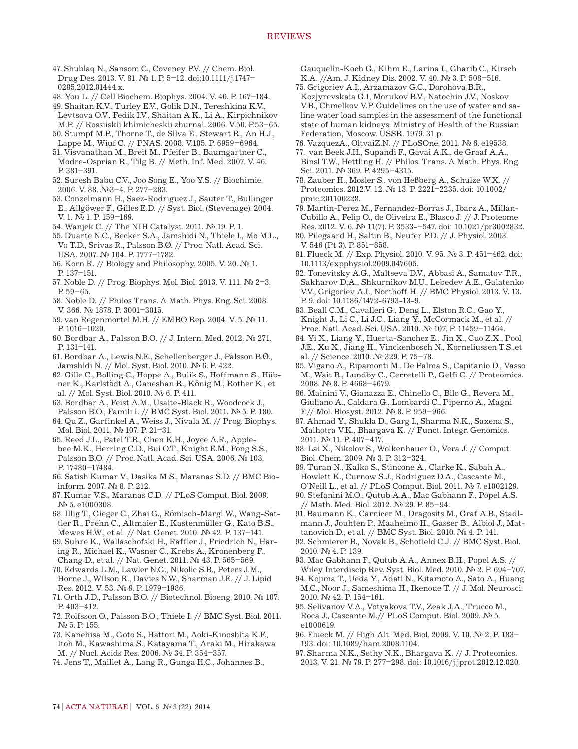47. Shublaq N., Sansom C., Coveney P.V. // Chem. Biol. Drug Des. 2013. V. 81. № 1. P. 5–12. doi:10.1111/j.1747–0285.2012.01444.x.
48. You L. // Cell Biochem. Biophys. 2004. V. 40. P. 167–184.
49. Shaitan K.V., Turley E.V., Golik D.N., Tereshkina K.V., Levtsova O.V., Fedik I.V., Shaitan A.K., Li A., Kirpichnikov M.P. // Rossiiskii khimicheskii zhurnal. 2006. V.50. P.53–65.
50. Stumpf M.P., Thorne T., de Silva E., Stewart R., An H.J., Lappe M., Wiuf C. // PNAS. 2008. V.105. P. 6959–6964.
51. Visvanathan M., Breit M., Pfeifer B., Baumgartner C., Modre-Osprian R., Tilg B. // Meth. Inf. Med. 2007. V. 46. P. 381–391.
52. Suresh Babu C.V., Joo Song E., Yoo Y.S. // Biochimie. 2006. V. 88. №3–4. P. 277–283.
53. Conzelmann H., Saez-Rodriguez J., Sauter T., Bullinger E., Allgöwer F., Gilles E.D. // Syst. Biol. (Stevenage). 2004. V. 1. № 1. P. 159–169.
54. Wanjek C. // The NIH Catalyst. 2011. № 19. P. 1.
55. Duarte N.C., Becker S.A., Jamshidi N., Thiele I., Mo M.L., Vo T.D., Srivas R., Palsson B.Ø. // Proc. Natl. Acad. Sci. USA. 2007. № 104. P. 1777–1782.
56. Korn R. // Biology and Philosophy. 2005. V. 20. № 1. P. 137–151.
57. Noble D. // Prog. Biophys. Mol. Biol. 2013. V. 111. № 2–3. P. 59–65.
58. Noble D. // Philos Trans. A Math. Phys. Eng. Sci. 2008. V. 366. № 1878. P. 3001–3015.
59. van Regenmortel M.H. // EMBO Rep. 2004. V. 5. № 11. P. 1016–1020.
60. Bordbar A., Palsson B.O. // J. Intern. Med. 2012. № 271. P. 131–141.
61. Bordbar A., Lewis N.E., Schellenberger J., Palsson B.Ø., Jamshidi N. // Mol. Syst. Biol. 2010. № 6. P. 422.
62. Gille C., Bolling C., Hoppe A., Bulik S., Hoffmann S., Hübner K., Karlstädt A., Ganeshan R., König M., Rother K., et al. // Mol. Syst. Biol. 2010. № 6. P. 411.
63. Bordbar A., Feist A.M., Usaite-Black R., Woodcock J., Palsson B.O., Famili I. // BMC Syst. Biol. 2011. № 5. P. 180.
64. Qu Z., Garfinkel A., Weiss J., Nivala M. // Prog. Biophys. Mol. Biol. 2011. № 107. P. 21–31.
65. Reed J.L., Patel T.R., Chen K.H., Joyce A.R., Applebee M.K., Herring C.D., Bui O.T., Knight E.M., Fong S.S., Palsson B.O. // Proc. Natl. Acad. Sci. USA. 2006. № 103. P. 17480–17484.
66. Satish Kumar V., Dasika M.S., Maranas S.D. // BMC Bioinform. 2007. № 8. P. 212.
67. Kumar V.S., Maranas C.D. // PLoS Comput. Biol. 2009. № 5. e1000308.
68. Illig T., Gieger C., Zhai G., Römisch-Margl W., Wang-Sattler R., Prehn C., Altmaier E., Kastenmüller G., Kato B.S., Mewes H.W., et al. // Nat. Genet. 2010. № 42. P. 137–141.
69. Suhre K., Wallaschofski H., Raffler J., Friedrich N., Haring R., Michael K., Wasner C., Krebs A., Kronenberg F., Chang D., et al. // Nat. Genet. 2011. № 43. P. 565–569.
70. Edwards L.M., Lawler N.G., Nikolic S.B., Peters J.M., Horne J., Wilson R., Davies N.W., Sharman J.E. // J. Lipid Res. 2012. V. 53. № 9. P. 1979–1986.
71. Orth J.D., Palsson B.O. // Biotechnol. Bioeng. 2010. № 107. P. 403–412.
72. Rolfsson O., Palsson B.O., Thiele I. // BMC Syst. Biol. 2011. № 5. P. 155.
73. Kanehisa M., Goto S., Hattori M., Aoki-Kinoshita K.F., Itoh M., Kawashima S., Katayama T., Araki M., Hirakawa M. // Nucl. Acids Res. 2006. № 34. P. 354–357.
74. Jens T,, Maillet A., Lang R., Gunga H.C., Johannes B., Gauquelin-Koch G., Kihm E., Larina I., Gharib C., Kirsch K.A. //Am. J. Kidney Dis. 2002. V. 40. № 3. P. 508–516.
75. Grigoriev A.I., Arzamazov G.C., Dorohova B.R., Kozjyrevskaia G.I, Morukov B.V., Natochin J.V., Noskov V.B., Chmelkov V.P. Guidelines on the use of water and saline water load samples in the assessment of the functional state of human kidneys. Ministry of Health of the Russian Federation, Moscow. USSR. 1979. 31 p.
76. VazquezA., OltvaiZ.N. // PLoSOne. 2011. № 6. e19538.
77. van Beek J.H., Supandi F., Gavai A.K., de Graaf A.A., Binsl T.W., Hettling H. // Philos. Trans. A Math. Phys. Eng. Sci. 2011. № 369. P. 4295–4315.
78. Zauber H., Mosler S., von Heßberg A., Schulze W.X. // Proteomics. 2012.V. 12. № 13. P. 2221–2235. doi: 10.1002/pmic.201100228.
79. Martin-Perez M., Fernandez-Borras J., Ibarz A., Millan-Cubillo A., Felip O., de Oliveira E., Blasco J. // J. Proteome Res. 2012. V. 6. № 11(7). P. 3533-–547. doi: 10.1021/pr3002832.
80. Pilegaard H., Saltin B., Neufer P.D. // J. Physiol. 2003. V. 546 (Pt 3). P. 851–858.
81. Flueck M. // Exp. Physiol. 2010. V. 95. № 3. P. 451–462. doi: 10.1113/expphysiol.2009.047605.
82. Tonevitsky A.G., Maltseva D.V., Abbasi A., Samatov T.R., Sakharov D,A,, Shkurnikov M.U., Lebedev A.E., Galatenko V.V., Grigoriev A.I., Northoff H. // BMC Physiol. 2013. V. 13. P. 9. doi: 10.1186/1472-6793-13-9.
83. Beall C.M., Cavalleri G., Deng L., Elston R.C., Gao Y., Knight J., Li C., Li J.C., Liang Y., McCormack M., et al. // Proc. Natl. Acad. Sci. USA. 2010. № 107. P. 11459–11464.
84. Yi X., Liang Y., Huerta-Sanchez E., Jin X., Cuo Z.X., Pool J.E., Xu X., Jiang H., Vinckenbosch N., Korneliussen T.S.,et al. // Science. 2010. № 329. P. 75–78.
85. Vigano A., Ripamonti M.. De Palma S., Capitanio D., Vasso M., Wait R., Lundby C., Cerretelli P., Gelfi C. // Proteomics. 2008. № 8. P. 4668–4679.
86. Mainini V., Gianazza E., Chinello C., Bilo G., Revera M., Giuliano A., Caldara G., Lombardi C., Piperno A., Magni F.// Mol. Biosyst. 2012. № 8. P. 959–966.
87. Ahmad Y., Shukla D., Garg I., Sharma N.K,, Saxena S., Malhotra V.K., Bhargava K. // Funct. Integr. Genomics. 2011. № 11. P. 407–417.
88. Lai X., Nikolov S., Wolkenhauer O., Vera J. // Comput. Biol. Chem. 2009. № 3. P. 312–324.
89. Turan N., Kalko S., Stincone A., Clarke K., Sabah A., Howlett K., Curnow S.J., Rodriguez D.A., Cascante M., O'Neill L., et al. // PLoS Comput. Biol. 2011. № 7. e1002129.
90. Stefanini M.O., Qutub A.A., Mac Gabhann F., Popel A.S. // Math. Med. Biol. 2012. № 29. P. 85–94.
91. Baumann K., Carnicer M., Dragosits M., Graf A.B., Stadlmann J., Jouhten P., Maaheimo H., Gasser B., Albiol J., Mattanovich D., et al. // BMC Syst. Biol. 2010. № 4. P. 141.
92. Schmierer B., Novak B., Schofield C.J. // BMC Syst. Biol. 2010. № 4. P. 139.
93. Mac Gabhann F., Qutub A.A., Annex B.H., Popel A.S. // Wiley Interdiscip Rev. Syst. Biol. Med. 2010. № 2. P. 694–707.
94. Kojima T., Ueda Y., Adati N., Kitamoto A., Sato A., Huang M.C., Noor J., Sameshima H., Ikenoue T. // J. Mol. Neurosci. 2010. № 42. P. 154–161.
95. Selivanov V.A., Votyakova T.V., Zeak J.A., Trucco M., Roca J., Cascante M.// PLoS Comput. Biol. 2009. № 5. e1000619.
96. Flueck M. // High Alt. Med. Biol. 2009. V. 10. № 2. P. 183–193. doi: 10.1089/ham.2008.1104.
97. Sharma N.K., Sethy N.K., Bhargava K. // J. Proteomics. 2013. V. 21. № 79. P. 277–298. doi: 10.1016/j.jprot.2012.12.020.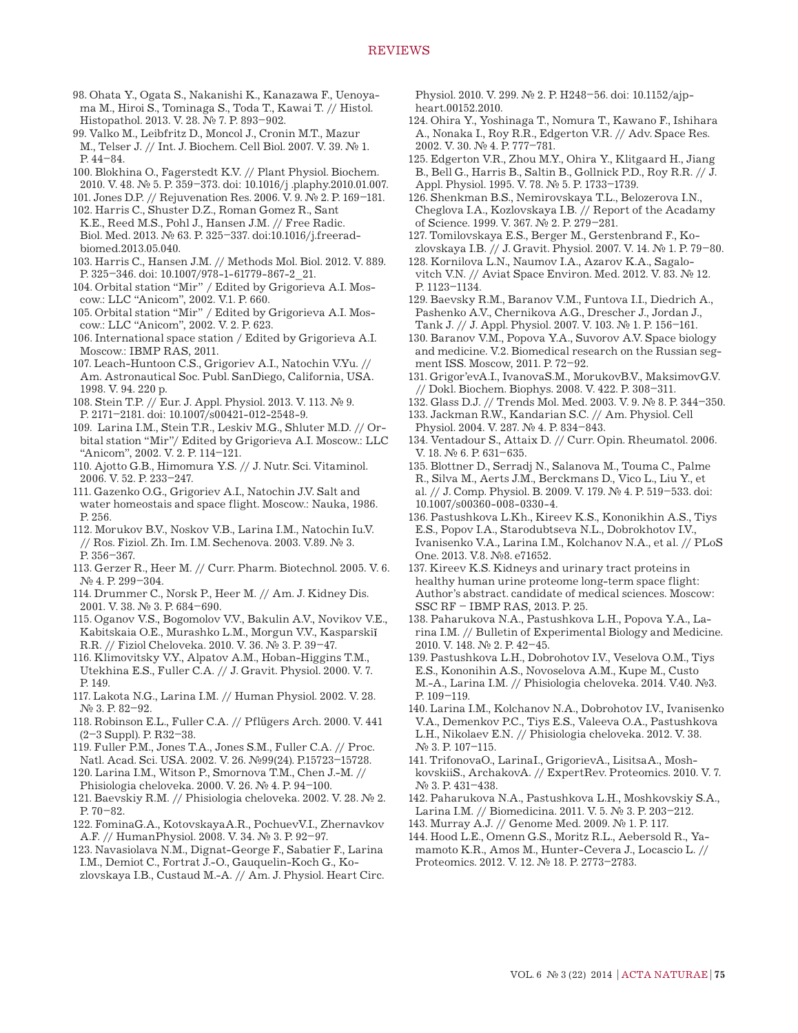98. Ohata Y., Ogata S., Nakanishi K., Kanazawa F., Uenoyama M., Hiroi S., Tominaga S., Toda T., Kawai T. // Histol. Histopathol. 2013. V. 28. № 7. P. 893–902.

99. Valko M., Leibfritz D., Moncol J., Cronin M.T., Mazur M., Telser J. // Int. J. Biochem. Cell Biol. 2007. V. 39. № 1. P. 44–84.

100. Blokhina O., Fagerstedt K.V. // Plant Physiol. Biochem. 2010. V. 48. № 5. P. 359–373. doi: 10.1016/j .plaphy.2010.01.007.

101. Jones D.P. // Rejuvenation Res. 2006. V. 9. № 2. P. 169–181.

102. Harris C., Shuster D.Z., Roman Gomez R., Sant K.E., Reed M.S., Pohl J., Hansen J.M. // Free Radic. Biol. Med. 2013. № 63. P. 325–337. doi:10.1016/j.freeradbiomed.2013.05.040.

103. Harris C., Hansen J.M. // Methods Mol. Biol. 2012. V. 889. P. 325–346. doi: 10.1007/978-1-61779-867-2_21.

104. Orbital station "Mir" / Edited by Grigorieva A.I. Moscow.: LLC "Anicom", 2002. V.1. P. 660.

105. Orbital station "Mir" / Edited by Grigorieva A.I. Moscow.: LLC "Anicom", 2002. V. 2. P. 623.

106. International space station / Edited by Grigorieva A.I. Moscow.: IBMP RAS, 2011.

107. Leach-Huntoon C.S., Grigoriev A.I., Natochin V.Yu. // Am. Astronautical Soc. Publ. SanDiego, California, USA. 1998. V. 94. 220 p.

108. Stein T.P. // Eur. J. Appl. Physiol. 2013. V. 113. № 9. P. 2171–2181. doi: 10.1007/s00421-012-2548-9.

109. Larina I.M., Stein T.R., Leskiv M.G., Shluter M.D. // Orbital station "Mir"/ Edited by Grigorieva A.I. Moscow.: LLC "Anicom", 2002. V. 2. P. 114–121.

110. Ajotto G.B., Himomura Y.S. // J. Nutr. Sci. Vitaminol. 2006. V. 52. P. 233–247.

111. Gazenko O.G., Grigoriev A.I., Natochin J.V. Salt and water homeostais and space flight. Moscow.: Nauka, 1986. P. 256.

112. Morukov B.V., Noskov V.B., Larina I.M., Natochin Iu.V. // Ros. Fiziol. Zh. Im. I.M. Sechenova. 2003. V.89. № 3. P. 356–367.

113. Gerzer R., Heer M. // Curr. Pharm. Biotechnol. 2005. V. 6. № 4. P. 299–304.

114. Drummer C., Norsk P., Heer M. // Am. J. Kidney Dis. 2001. V. 38. № 3. P. 684–690.

115. Oganov V.S., Bogomolov V.V., Bakulin A.V., Novikov V.E., Kabitskaia O.E., Murashko L.M., Morgun V.V., Kasparskiĭ R.R. // Fiziol Cheloveka. 2010. V. 36. № 3. P. 39–47.

116. Klimovitsky V.Y., Alpatov A.M., Hoban-Higgins T.M., Utekhina E.S., Fuller C.A. // J. Gravit. Physiol. 2000. V. 7. P. 149.

117. Lakota N.G., Larina I.M. // Human Physiol. 2002. V. 28. № 3. P. 82–92.

118. Robinson E.L., Fuller C.A. // Pflügers Arch. 2000. V. 441 (2–3 Suppl). P. R32–38.

119. Fuller P.M., Jones T.A., Jones S.M., Fuller C.A. // Proc. Natl. Acad. Sci. USA. 2002. V. 26. №99(24). P.15723–15728.

120. Larina I.M., Witson P., Smornova T.M., Chen J.-M. // Phisiologia cheloveka. 2000. V. 26. № 4. P. 94–100.

121. Baevskiy R.M. // Phisiologia cheloveka. 2002. V. 28. № 2. P. 70–82.

122. FominaG.A., KotovskayaA.R., PochuevV.I., Zhernavkov A.F. // HumanPhysiol. 2008. V. 34. № 3. P. 92–97.

123. Navasiolava N.M., Dignat-George F., Sabatier F., Larina I.M., Demiot C., Fortrat J.-O., Gauquelin-Koch G., Kozlovskaya I.B., Custaud M.-A. // Am. J. Physiol. Heart Circ. Physiol. 2010. V. 299. № 2. P. H248–56. doi: 10.1152/ajpheart.00152.2010.

124. Ohira Y., Yoshinaga T., Nomura T., Kawano F., Ishihara A., Nonaka I., Roy R.R., Edgerton V.R. // Adv. Space Res. 2002. V. 30. № 4. P. 777–781.

125. Edgerton V.R., Zhou M.Y., Ohira Y., Klitgaard H., Jiang B., Bell G., Harris B., Saltin B., Gollnick P.D., Roy R.R. // J. Appl. Physiol. 1995. V. 78. № 5. P. 1733–1739.

126. Shenkman B.S., Nemirovskaya T.L., Belozerova I.N., Cheglova I.A., Kozlovskaya I.B. // Report of the Acadamy of Science. 1999. V. 367. № 2. P. 279–281.

127. Tomilovskaya E.S., Berger M., Gerstenbrand F., Kozlovskaya I.B. // J. Gravit. Physiol. 2007. V. 14. № 1. P. 79–80.

128. Kornilova L.N., Naumov I.A., Azarov K.A., Sagalovitch V.N. // Aviat Space Environ. Med. 2012. V. 83. № 12. P. 1123–1134.

129. Baevsky R.M., Baranov V.M., Funtova I.I., Diedrich A., Pashenko A.V., Chernikova A.G., Drescher J., Jordan J., Tank J. // J. Appl. Physiol. 2007. V. 103. № 1. P. 156–161.

130. Baranov V.M., Popova Y.A., Suvorov A.V. Space biology and medicine. V.2. Biomedical research on the Russian segment ISS. Moscow, 2011. P. 72–92.

131. Grigor'evA.I., IvanovaS.M., MorukovB.V., MaksimovG.V. // Dokl. Biochem. Biophys. 2008. V. 422. P. 308–311.

132. Glass D.J. // Trends Mol. Med. 2003. V. 9. № 8. P. 344–350.

133. Jackman R.W., Kandarian S.C. // Am. Physiol. Cell Physiol. 2004. V. 287. № 4. P. 834–843.

134. Ventadour S., Attaix D. // Curr. Opin. Rheumatol. 2006. V. 18. № 6. P. 631–635.

135. Blottner D., Serradj N., Salanova M., Touma C., Palme R., Silva M., Aerts J.M., Berckmans D., Vico L., Liu Y., et al. // J. Comp. Physiol. B. 2009. V. 179. № 4. P. 519–533. doi: 10.1007/s00360-008-0330-4.

136. Pastushkova L.Kh., Kireev K.S., Kononikhin A.S., Tiys E.S., Popov I.A., Starodubtseva N.L., Dobrokhotov I.V., Ivanisenko V.A., Larina I.M., Kolchanov N.A., et al. // PLoS One. 2013. V.8. №8. e71652.

137. Kireev K.S. Kidneys and urinary tract proteins in healthy human urine proteome long-term space flight: Author's abstract. candidate of medical sciences. Moscow: SSC RF – IBMP RAS, 2013. P. 25.

138. Paharukova N.A., Pastushkova L.H., Popova Y.A., Larina I.M. // Bulletin of Experimental Biology and Medicine. 2010. V. 148. № 2. P. 42–45.

139. Pastushkova L.H., Dobrohotov I.V., Veselova O.M., Tiys E.S., Kononihin A.S., Novoselova A.M., Kupe M., Custo M.-A., Larina I.M. // Phisiologia cheloveka. 2014. V.40. №3. P. 109–119.

140. Larina I.M., Kolchanov N.A., Dobrohotov I.V., Ivanisenko V.A., Demenkov P.C., Tiys E.S., Valeeva O.A., Pastushkova L.H., Nikolaev E.N. // Phisiologia cheloveka. 2012. V. 38. № 3. P. 107–115.

141. TrifonovaO., LarinaI., GrigorievA., LisitsaA., MoshkovskiiS., ArchakovA. // ExpertRev. Proteomics. 2010. V. 7. № 3. P. 431–438.

142. Paharukova N.A., Pastushkova L.H., Moshkovskiy S.A., Larina I.M. // Biomedicina. 2011. V. 5. № 3. P. 203–212.

143. Murray A.J. // Genome Med. 2009. № 1. P. 117.

144. Hood L.E., Omenn G.S., Moritz R.L., Aebersold R., Yamamoto K.R., Amos M., Hunter-Cevera J., Locascio L. // Proteomics. 2012. V. 12. № 18. P. 2773–2783.